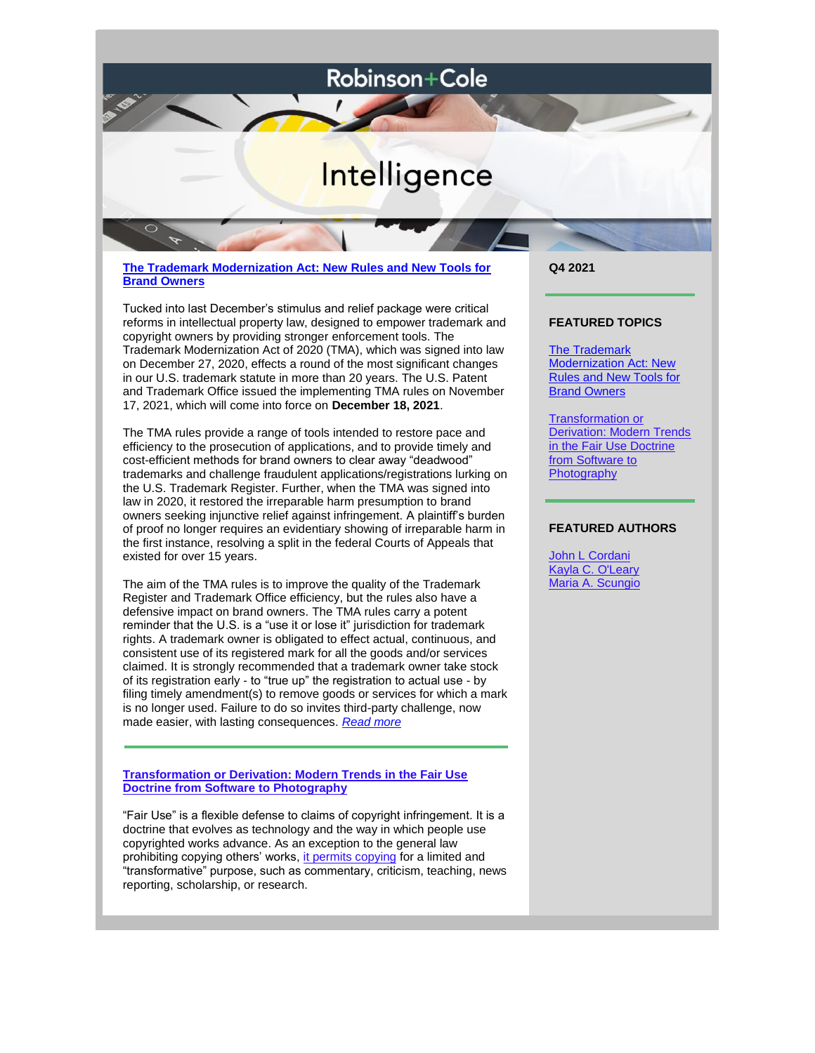Robinson+Cole

# Intelligence

Q4 2021

## FEATURED TOPICS

The Trademark Modernization Act: New Rules and New Tools for Brand Owners

Transformation or Derivation: Modern Trends in the Fair Use Doctrine from Software to Photography

## FEATURED AUTHORS

John L Cordani
Kayla C. O'Leary
Maria A. Scungio

---

## The Trademark Modernization Act: New Rules and New Tools for Brand Owners

Tucked into last December's stimulus and relief package were critical reforms in intellectual property law, designed to empower trademark and copyright owners by providing stronger enforcement tools. The Trademark Modernization Act of 2020 (TMA), which was signed into law on December 27, 2020, effects a round of the most significant changes in our U.S. trademark statute in more than 20 years. The U.S. Patent and Trademark Office issued the implementing TMA rules on November 17, 2021, which will come into force on **December 18, 2021**.

The TMA rules provide a range of tools intended to restore pace and efficiency to the prosecution of applications, and to provide timely and cost-efficient methods for brand owners to clear away "deadwood" trademarks and challenge fraudulent applications/registrations lurking on the U.S. Trademark Register. Further, when the TMA was signed into law in 2020, it restored the irreparable harm presumption to brand owners seeking injunctive relief against infringement. A plaintiff's burden of proof no longer requires an evidentiary showing of irreparable harm in the first instance, resolving a split in the federal Courts of Appeals that existed for over 15 years.

The aim of the TMA rules is to improve the quality of the Trademark Register and Trademark Office efficiency, but the rules also have a defensive impact on brand owners. The TMA rules carry a potent reminder that the U.S. is a "use it or lose it" jurisdiction for trademark rights. A trademark owner is obligated to effect actual, continuous, and consistent use of its registered mark for all the goods and/or services claimed. It is strongly recommended that a trademark owner take stock of its registration early - to "true up" the registration to actual use - by filing timely amendment(s) to remove goods or services for which a mark is no longer used. Failure to do so invites third-party challenge, now made easier, with lasting consequences. *Read more*

---

## Transformation or Derivation: Modern Trends in the Fair Use Doctrine from Software to Photography

"Fair Use" is a flexible defense to claims of copyright infringement. It is a doctrine that evolves as technology and the way in which people use copyrighted works advance. As an exception to the general law prohibiting copying others' works, it permits copying for a limited and "transformative" purpose, such as commentary, criticism, teaching, news reporting, scholarship, or research.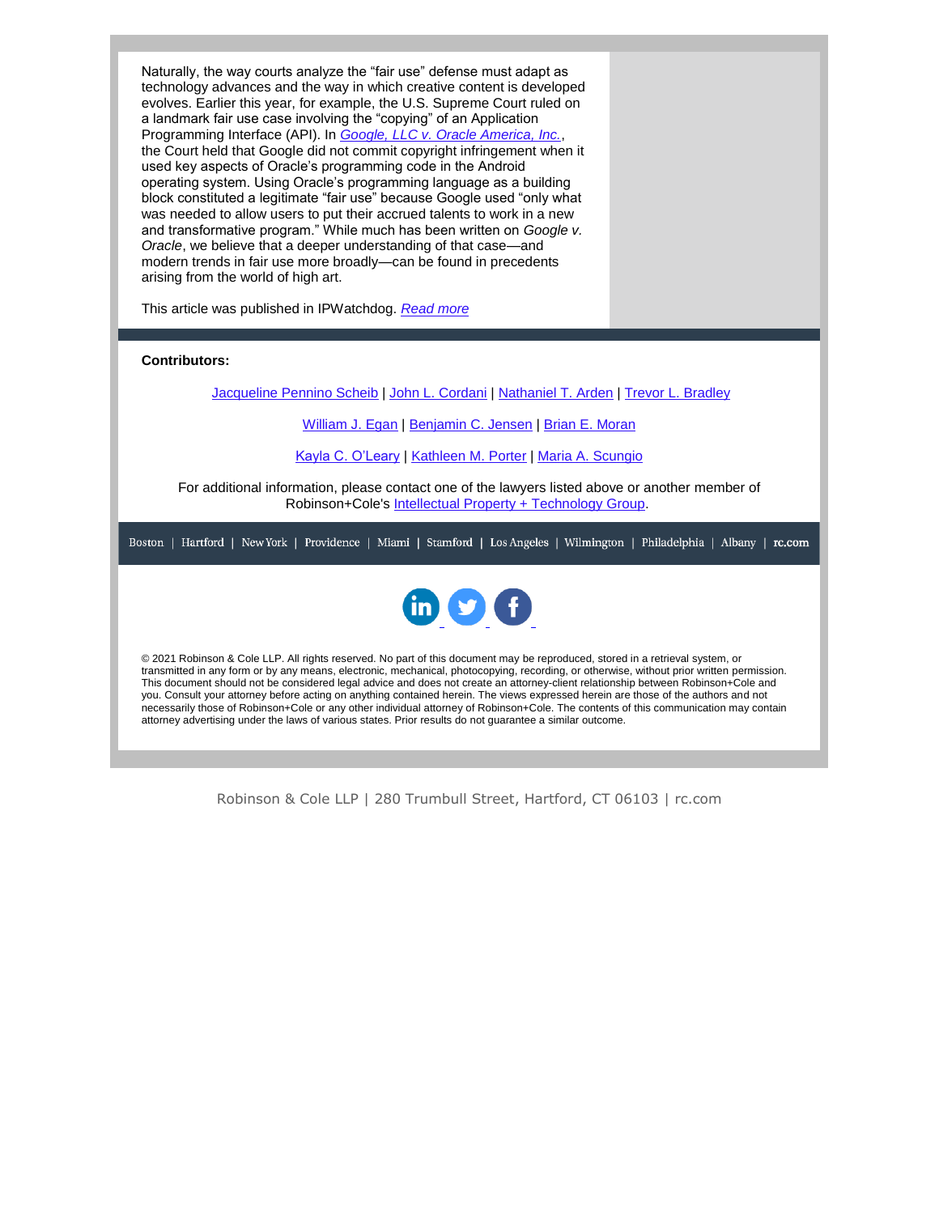Naturally, the way courts analyze the "fair use" defense must adapt as technology advances and the way in which creative content is developed evolves. Earlier this year, for example, the U.S. Supreme Court ruled on a landmark fair use case involving the "copying" of an Application Programming Interface (API). In *Google, LLC v. Oracle America, Inc.*, the Court held that Google did not commit copyright infringement when it used key aspects of Oracle's programming code in the Android operating system. Using Oracle's programming language as a building block constituted a legitimate "fair use" because Google used "only what was needed to allow users to put their accrued talents to work in a new and transformative program." While much has been written on *Google v. Oracle*, we believe that a deeper understanding of that case—and modern trends in fair use more broadly—can be found in precedents arising from the world of high art.

This article was published in IPWatchdog. *Read more*

**Contributors:**

Jacqueline Pennino Scheib | John L. Cordani | Nathaniel T. Arden | Trevor L. Bradley

William J. Egan | Benjamin C. Jensen | Brian E. Moran

Kayla C. O'Leary | Kathleen M. Porter | Maria A. Scungio

For additional information, please contact one of the lawyers listed above or another member of Robinson+Cole's Intellectual Property + Technology Group.

Boston | Hartford | New York | Providence | Miami | Stamford | Los Angeles | Wilmington | Philadelphia | Albany | rc.com

© 2021 Robinson & Cole LLP. All rights reserved. No part of this document may be reproduced, stored in a retrieval system, or transmitted in any form or by any means, electronic, mechanical, photocopying, recording, or otherwise, without prior written permission. This document should not be considered legal advice and does not create an attorney-client relationship between Robinson+Cole and you. Consult your attorney before acting on anything contained herein. The views expressed herein are those of the authors and not necessarily those of Robinson+Cole or any other individual attorney of Robinson+Cole. The contents of this communication may contain attorney advertising under the laws of various states. Prior results do not guarantee a similar outcome.

Robinson & Cole LLP | 280 Trumbull Street, Hartford, CT 06103 | rc.com